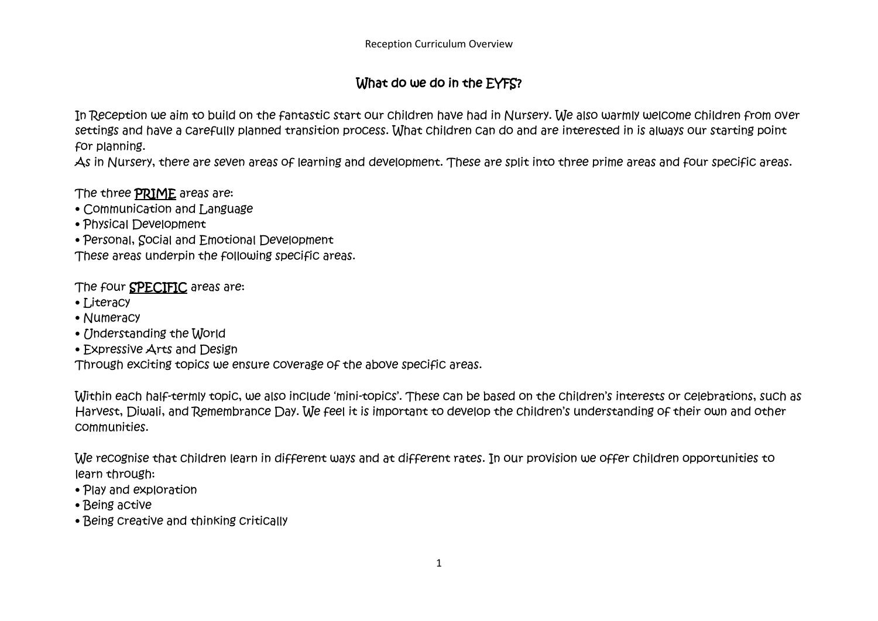# What do we do in the EYFS?

In Reception we aim to build on the fantastic start our children have had in Nursery. We also warmly welcome children from over settings and have a carefully planned transition process. What children can do and are interested in is always our starting point for planning.
As in Nursery, there are seven areas of learning and development. These are split into three prime areas and four specific areas.

The three PRIME areas are:
- Communication and Language
- Physical Development
- Personal, Social and Emotional Development

These areas underpin the following specific areas.

The four SPECIFIC areas are:
- Literacy
- Numeracy
- Understanding the World
- Expressive Arts and Design

Through exciting topics we ensure coverage of the above specific areas.

Within each half-termly topic, we also include 'mini-topics'. These can be based on the children's interests or celebrations, such as Harvest, Diwali, and Remembrance Day. We feel it is important to develop the children's understanding of their own and other communities.

We recognise that children learn in different ways and at different rates. In our provision we offer children opportunities to learn through:
- Play and exploration
- Being active
- Being creative and thinking critically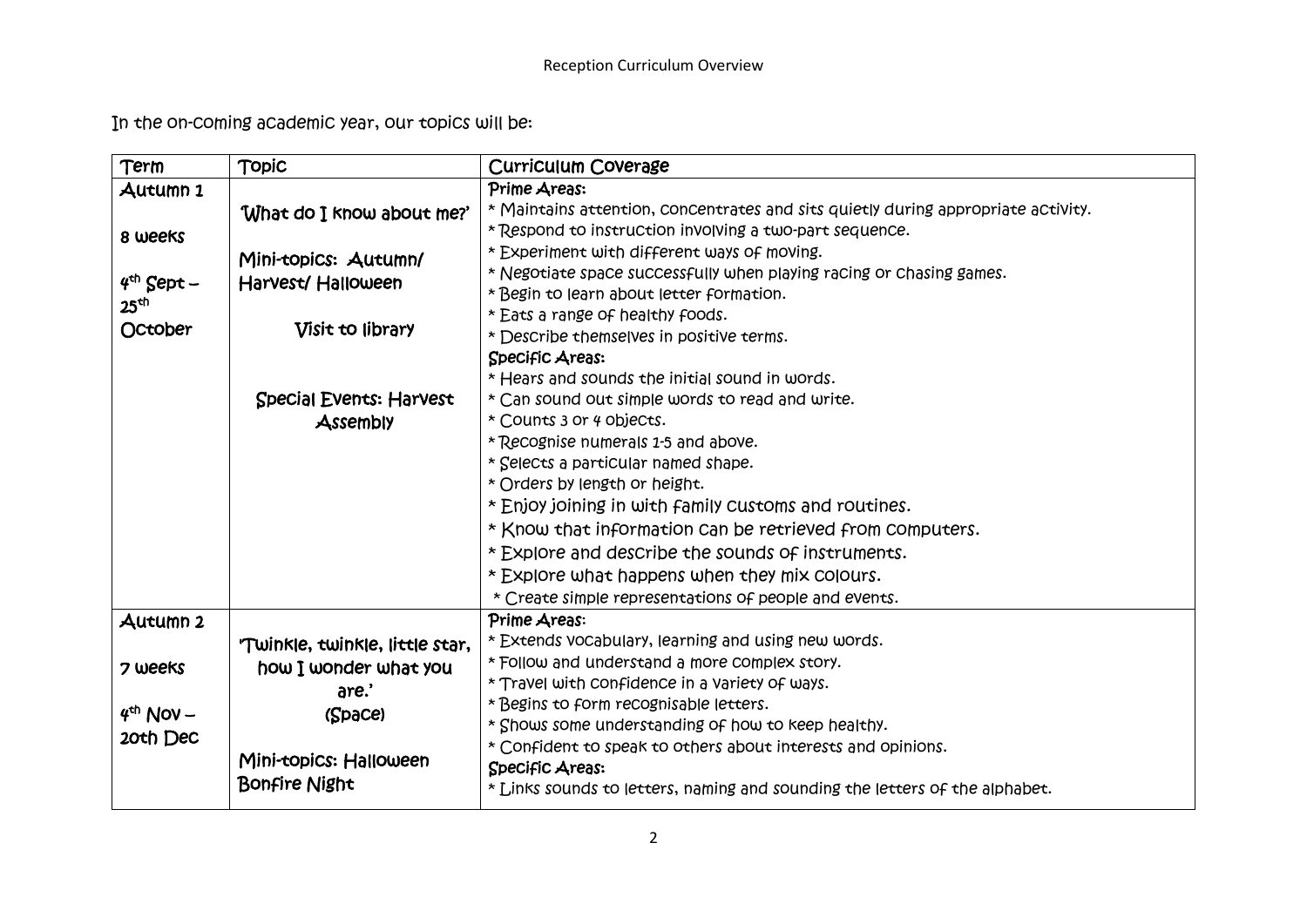In the on-coming academic year, our topics will be:

| Term | Topic | Curriculum Coverage |
|---|---|---|
| **Autumn 1**<br><br>8 weeks<br><br>4th Sept – 25th October | What do I know about me?'<br><br>Mini-topics: Autumn/ Harvest/ Halloween<br><br>Visit to library<br><br>Special Events: Harvest Assembly | **Prime Areas:**<br>* Maintains attention, concentrates and sits quietly during appropriate activity.<br>* Respond to instruction involving a two-part sequence.<br>* Experiment with different ways of moving.<br>* Negotiate space successfully when playing racing or chasing games.<br>* Begin to learn about letter formation.<br>* Eats a range of healthy foods.<br>* Describe themselves in positive terms.<br>**Specific Areas:**<br>* Hears and sounds the initial sound in words.<br>* Can sound out simple words to read and write.<br>* Counts 3 or 4 objects.<br>* Recognise numerals 1-5 and above.<br>* Selects a particular named shape.<br>* Orders by length or height.<br>* Enjoy joining in with family customs and routines.<br>* Know that information can be retrieved from computers.<br>* Explore and describe the sounds of instruments.<br>* Explore what happens when they mix colours.<br>* Create simple representations of people and events. |
| **Autumn 2**<br><br>7 weeks<br><br>4th Nov – 20th Dec | 'Twinkle, twinkle, little star, how I wonder what you are.'<br>(Space)<br><br>Mini-topics: Halloween Bonfire Night | **Prime Areas:**<br>* Extends vocabulary, learning and using new words.<br>* Follow and understand a more complex story.<br>* Travel with confidence in a variety of ways.<br>* Begins to form recognisable letters.<br>* Shows some understanding of how to keep healthy.<br>* Confident to speak to others about interests and opinions.<br>**Specific Areas:**<br>* Links sounds to letters, naming and sounding the letters of the alphabet. |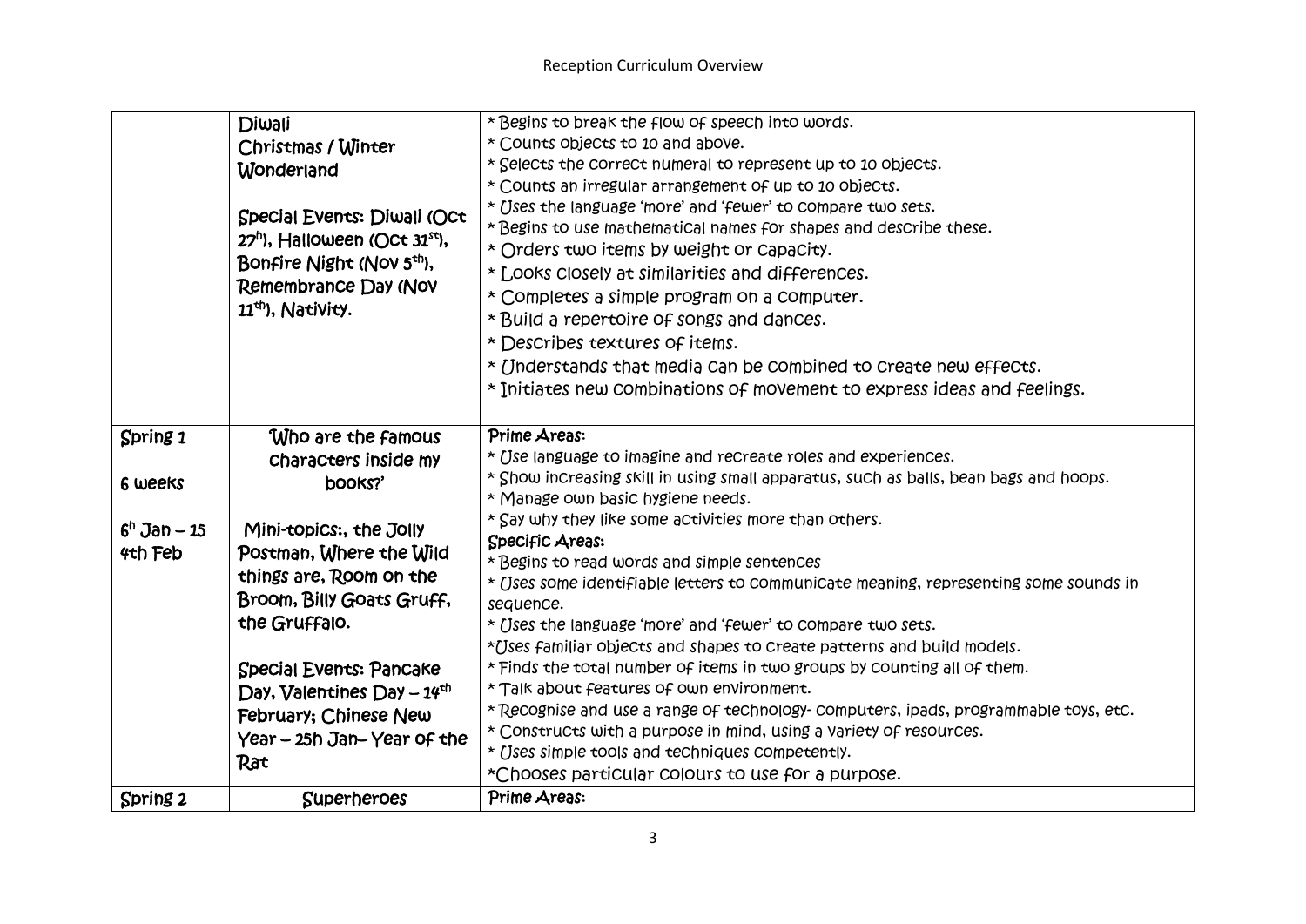| | | |
|---|---|---|
| | Diwali<br>Christmas / Winter Wonderland<br><br>Special Events: Diwali (Oct 27[h]), Halloween (Oct 31[st]), Bonfire Night (Nov 5[th]), Remembrance Day (Nov 11[th]), Nativity. | * Begins to break the flow of speech into words.<br>* Counts objects to 10 and above.<br>* Selects the correct numeral to represent up to 10 objects.<br>* Counts an irregular arrangement of up to 10 objects.<br>* Uses the language 'more' and 'fewer' to compare two sets.<br>* Begins to use mathematical names for shapes and describe these.<br>* Orders two items by weight or capacity.<br>* Looks closely at similarities and differences.<br>* Completes a simple program on a computer.<br>* Build a repertoire of songs and dances.<br>* Describes textures of items.<br>* Understands that media can be combined to create new effects.<br>* Initiates new combinations of movement to express ideas and feelings. |
| Spring 1<br><br>6 weeks<br><br>6[h] Jan – 15 4th Feb | Who are the famous characters inside my books?'<br><br>Mini-topics:, the Jolly Postman, Where the Wild things are, Room on the Broom, Billy Goats Gruff, the Gruffalo.<br><br>Special Events: Pancake Day, Valentines Day – 14[th] February; Chinese New Year – 25h Jan– Year of the Rat | Prime Areas:<br>* Use language to imagine and recreate roles and experiences.<br>* Show increasing skill in using small apparatus, such as balls, bean bags and hoops.<br>* Manage own basic hygiene needs.<br>* Say why they like some activities more than others.<br>Specific Areas:<br>* Begins to read words and simple sentences<br>* Uses some identifiable letters to communicate meaning, representing some sounds in sequence.<br>* Uses the language 'more' and 'fewer' to compare two sets.<br>*Uses familiar objects and shapes to create patterns and build models.<br>* Finds the total number of items in two groups by counting all of them.<br>* Talk about features of own environment.<br>* Recognise and use a range of technology- computers, ipads, programmable toys, etc.<br>* Constructs with a purpose in mind, using a variety of resources.<br>* Uses simple tools and techniques competently.<br>*Chooses particular colours to use for a purpose. |
| Spring 2 | Superheroes | Prime Areas: |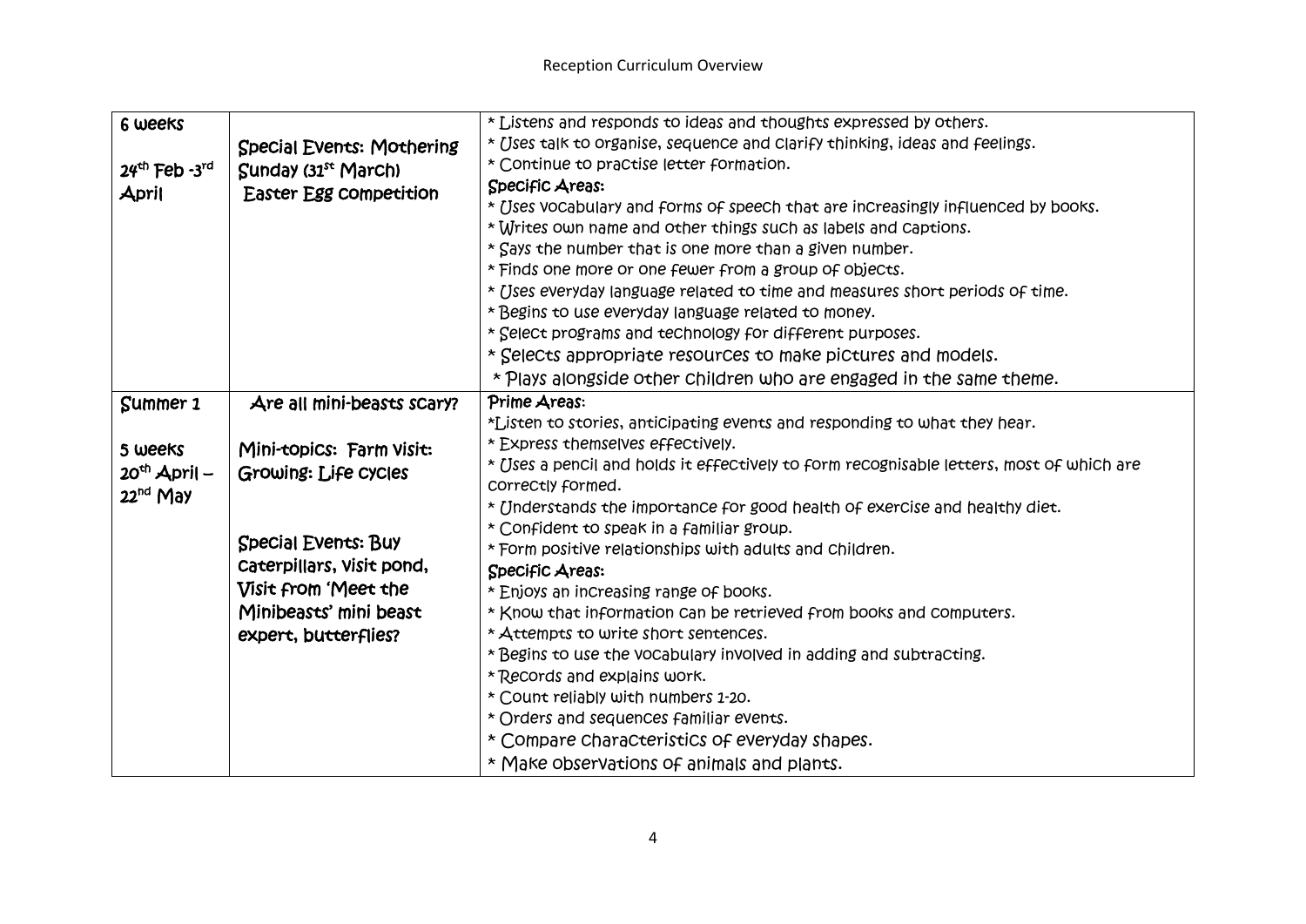| 6 weeks<br><br>24th Feb - 3rd April | Special Events: Mothering Sunday (31st March)<br>Easter Egg competition | * Listens and responds to ideas and thoughts expressed by others.<br>* Uses talk to organise, sequence and clarify thinking, ideas and feelings.<br>* Continue to practise letter formation.<br>Specific Areas:<br>* Uses vocabulary and forms of speech that are increasingly influenced by books.<br>* Writes own name and other things such as labels and captions.<br>* Says the number that is one more than a given number.<br>* Finds one more or one fewer from a group of objects.<br>* Uses everyday language related to time and measures short periods of time.<br>* Begins to use everyday language related to money.<br>* Select programs and technology for different purposes.<br>* Selects appropriate resources to make pictures and models.<br>* Plays alongside other children who are engaged in the same theme. |
|---|---|---|
| Summer 1<br><br>5 weeks<br>20th April – 22nd May | Are all mini-beasts scary?<br><br>Mini-topics: Farm visit: Growing: Life cycles<br><br>Special Events: Buy caterpillars, visit pond, Visit from 'Meet the Minibeasts' mini beast expert, butterflies? | Prime Areas:<br>*Listen to stories, anticipating events and responding to what they hear.<br>* Express themselves effectively.<br>* Uses a pencil and holds it effectively to form recognisable letters, most of which are correctly formed.<br>* Understands the importance for good health of exercise and healthy diet.<br>* Confident to speak in a familiar group.<br>* Form positive relationships with adults and children.<br>Specific Areas:<br>* Enjoys an increasing range of books.<br>* Know that information can be retrieved from books and computers.<br>* Attempts to write short sentences.<br>* Begins to use the vocabulary involved in adding and subtracting.<br>* Records and explains work.<br>* Count reliably with numbers 1-20.<br>* Orders and sequences familiar events.<br>* Compare characteristics of everyday shapes.<br>* Make observations of animals and plants. |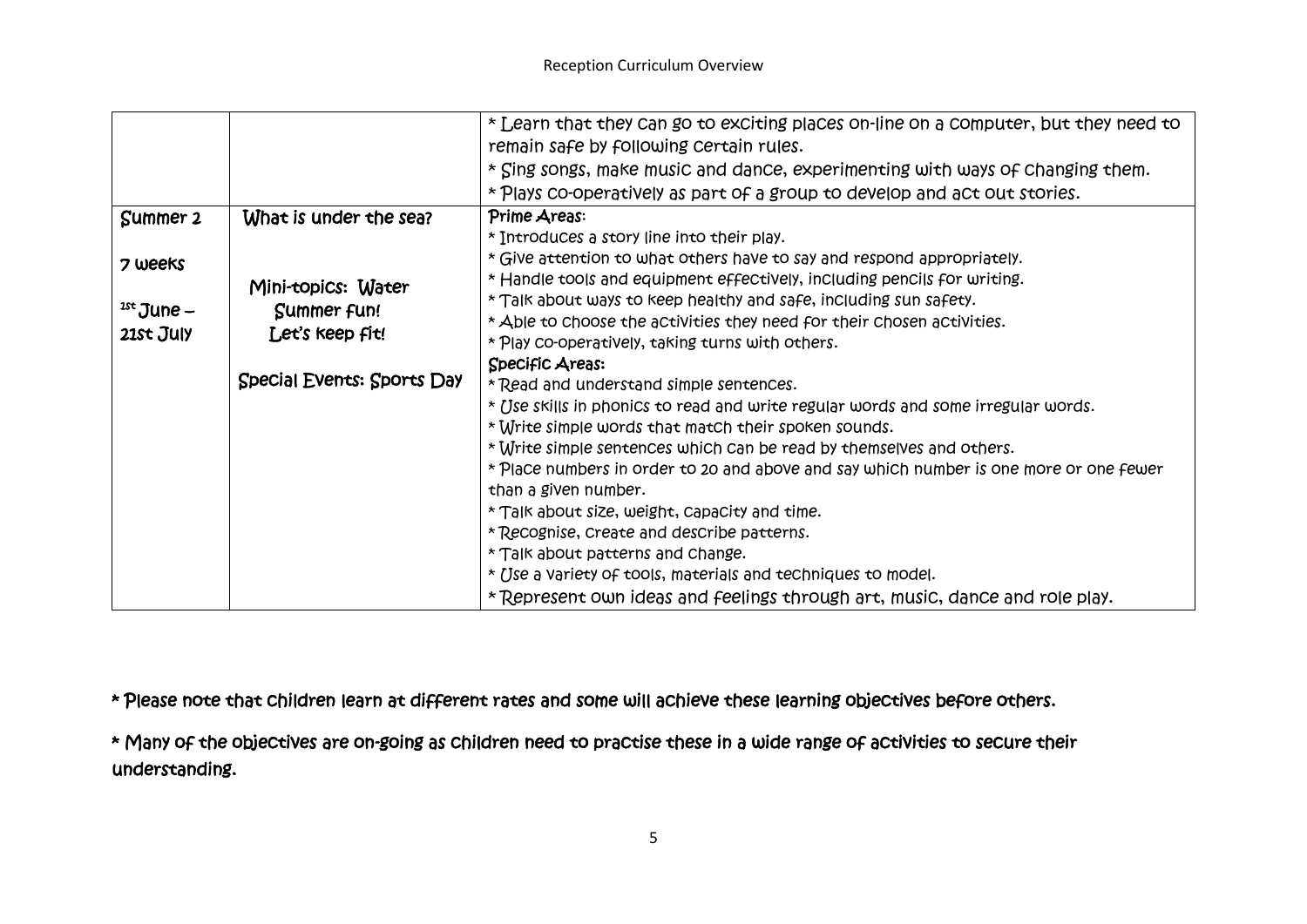| | | |
|---|---|---|
| | | * Learn that they can go to exciting places on-line on a computer, but they need to remain safe by following certain rules.<br>* Sing songs, make music and dance, experimenting with ways of changing them.<br>* Plays co-operatively as part of a group to develop and act out stories. |
| Summer 2<br><br>7 weeks<br><br>1st June – 21st July | What is under the sea?<br><br>Mini-topics: Water<br>Summer fun!<br>Let's keep fit!<br><br>Special Events: Sports Day | Prime Areas:<br>* Introduces a story line into their play.<br>* Give attention to what others have to say and respond appropriately.<br>* Handle tools and equipment effectively, including pencils for writing.<br>* Talk about ways to keep healthy and safe, including sun safety.<br>* Able to choose the activities they need for their chosen activities.<br>* Play co-operatively, taking turns with others.<br>Specific Areas:<br>* Read and understand simple sentences.<br>* Use skills in phonics to read and write regular words and some irregular words.<br>* Write simple words that match their spoken sounds.<br>* Write simple sentences which can be read by themselves and others.<br>* Place numbers in order to 20 and above and say which number is one more or one fewer than a given number.<br>* Talk about size, weight, capacity and time.<br>* Recognise, create and describe patterns.<br>* Talk about patterns and change.<br>* Use a variety of tools, materials and techniques to model.<br>* Represent own ideas and feelings through art, music, dance and role play. |

* Please note that children learn at different rates and some will achieve these learning objectives before others.

* Many of the objectives are on-going as children need to practise these in a wide range of activities to secure their understanding.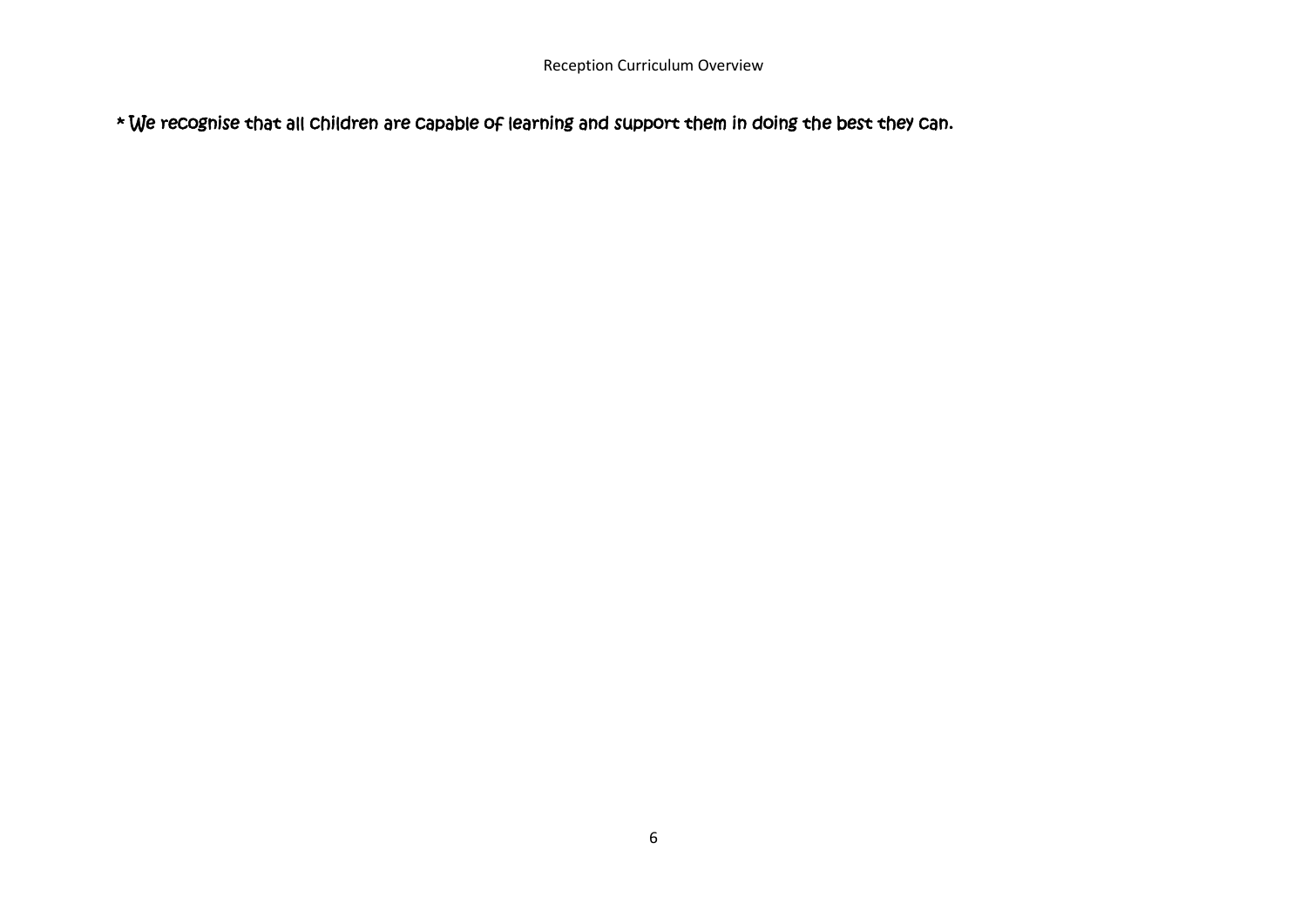* We recognise that all children are capable of learning and support them in doing the best they can.